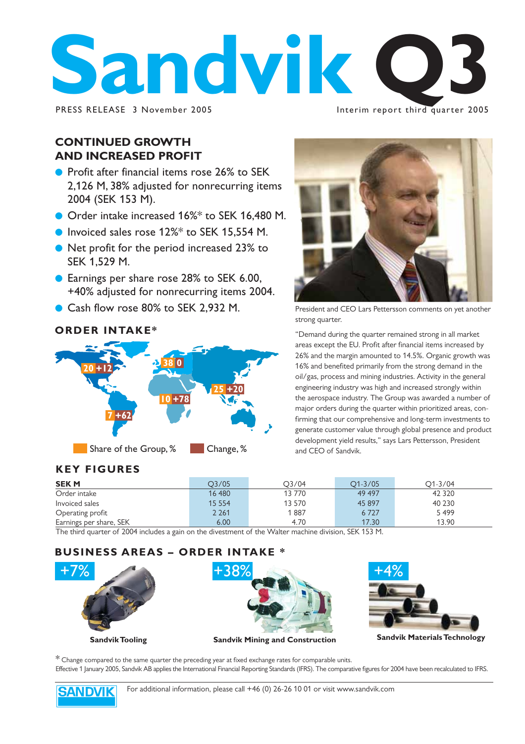# Sandvik Q3

PRESS RELEASE 3 November 2005

Interim report third quarter 2005

## CONTINUED GROWTH AND INCREASED PROFIT

- Profit after financial items rose 26% to SEK 2,126 M, 38% adjusted for nonrecurring items 2004 (SEK 153 M).
- Order intake increased 16%* to SEK 16,480 M.
- Invoiced sales rose 12%* to SEK 15,554 M.
- Net profit for the period increased 23% to SEK 1,529 M.
- Earnings per share rose 28% to SEK 6.00, +40% adjusted for nonrecurring items 2004.
- Cash flow rose 80% to SEK 2,932 M.

President and CEO Lars Pettersson comments on yet another strong quarter.

"Demand during the quarter remained strong in all market areas except the EU. Profit after financial items increased by 26% and the margin amounted to 14.5%. Organic growth was 16% and benefited primarily from the strong demand in the oil/gas, process and mining industries. Activity in the general engineering industry was high and increased strongly within the aerospace industry. The Group was awarded a number of major orders during the quarter within prioritized areas, confirming that our comprehensive and long-term investments to generate customer value through global presence and product development yield results," says Lars Pettersson, President and CEO of Sandvik.

## ORDER INTAKE*

20 +12

38 0

25 +20

10 +78

7 +62

Share of the Group, %

Change, %

## KEY FIGURES

| SEK M | Q3/05 | Q3/04 | Q1-3/05 | Q1-3/04 |
|---|---|---|---|---|
| Order intake | 16 480 | 13 770 | 49 497 | 42 320 |
| Invoiced sales | 15 554 | 13 570 | 45 897 | 40 230 |
| Operating profit | 2 261 | 1 887 | 6 727 | 5 499 |
| Earnings per share, SEK | 6.00 | 4.70 | 17.30 | 13.90 |

The third quarter of 2004 includes a gain on the divestment of the Walter machine division, SEK 153 M.

## BUSINESS AREAS – ORDER INTAKE *

+7% Sandvik Tooling

+38% Sandvik Mining and Construction

+4% Sandvik Materials Technology

\* Change compared to the same quarter the preceding year at fixed exchange rates for comparable units.

Effective 1 January 2005, Sandvik AB applies the International Financial Reporting Standards (IFRS). The comparative figures for 2004 have been recalculated to IFRS.

SANDVIK

For additional information, please call +46 (0) 26-26 10 01 or visit www.sandvik.com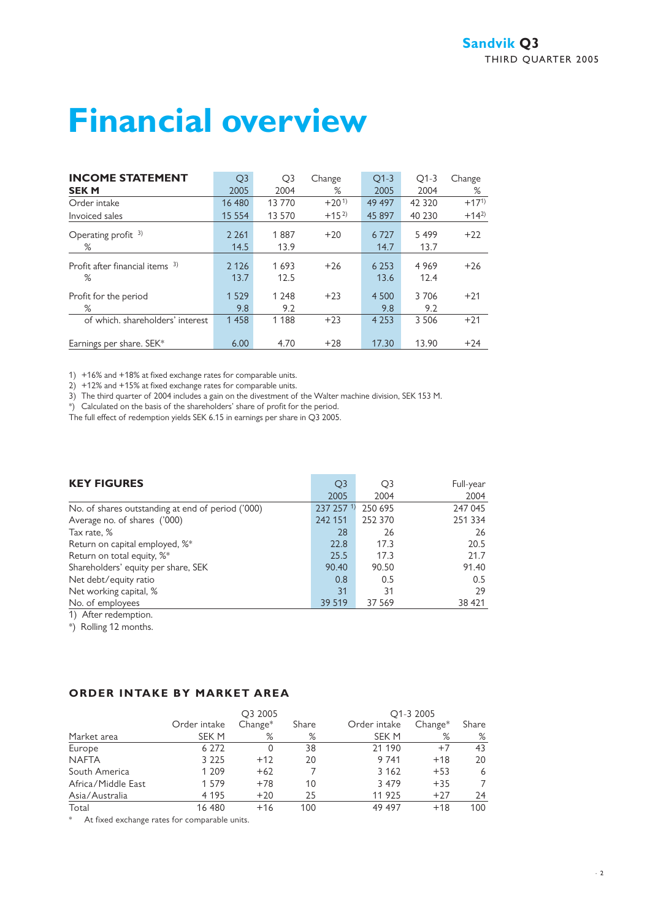# Financial overview

| INCOME STATEMENT SEK M | Q3 2005 | Q3 2004 | Change % | Q1-3 2005 | Q1-3 2004 | Change % |
|---|---|---|---|---|---|---|
| Order intake | 16 480 | 13 770 | +20[1)] | 49 497 | 42 320 | +17[1)] |
| Invoiced sales | 15 554 | 13 570 | +15[2)] | 45 897 | 40 230 | +14[2)] |
| Operating profit [3)] | 2 261 | 1 887 | +20 | 6 727 | 5 499 | +22 |
| % | 14.5 | 13.9 | | 14.7 | 13.7 | |
| Profit after financial items [3)] | 2 126 | 1 693 | +26 | 6 253 | 4 969 | +26 |
| % | 13.7 | 12.5 | | 13.6 | 12.4 | |
| Profit for the period | 1 529 | 1 248 | +23 | 4 500 | 3 706 | +21 |
| % | 9.8 | 9.2 | | 9.8 | 9.2 | |
| of which. shareholders' interest | 1 458 | 1 188 | +23 | 4 253 | 3 506 | +21 |
| Earnings per share. SEK* | 6.00 | 4.70 | +28 | 17.30 | 13.90 | +24 |

1) +16% and +18% at fixed exchange rates for comparable units.
2) +12% and +15% at fixed exchange rates for comparable units.
3) The third quarter of 2004 includes a gain on the divestment of the Walter machine division, SEK 153 M.
*) Calculated on the basis of the shareholders' share of profit for the period.
The full effect of redemption yields SEK 6.15 in earnings per share in Q3 2005.

| KEY FIGURES | Q3 2005 | Q3 2004 | Full-year 2004 |
|---|---|---|---|
| No. of shares outstanding at end of period ('000) | 237 257 [1)] | 250 695 | 247 045 |
| Average no. of shares ('000) | 242 151 | 252 370 | 251 334 |
| Tax rate, % | 28 | 26 | 26 |
| Return on capital employed, %* | 22.8 | 17.3 | 20.5 |
| Return on total equity, %* | 25.5 | 17.3 | 21.7 |
| Shareholders' equity per share, SEK | 90.40 | 90.50 | 91.40 |
| Net debt/equity ratio | 0.8 | 0.5 | 0.5 |
| Net working capital, % | 31 | 31 | 29 |
| No. of employees | 39 519 | 37 569 | 38 421 |

1) After redemption.
*) Rolling 12 months.

## ORDER INTAKE BY MARKET AREA

| | Q3 2005 | | | Q1-3 2005 | | |
|---|---|---|---|---|---|---|
| Market area | Order intake SEK M | Change* % | Share % | Order intake SEK M | Change* % | Share % |
| Europe | 6 272 | 0 | 38 | 21 190 | +7 | 43 |
| NAFTA | 3 225 | +12 | 20 | 9 741 | +18 | 20 |
| South America | 1 209 | +62 | 7 | 3 162 | +53 | 6 |
| Africa/Middle East | 1 579 | +78 | 10 | 3 479 | +35 | 7 |
| Asia/Australia | 4 195 | +20 | 25 | 11 925 | +27 | 24 |
| Total | 16 480 | +16 | 100 | 49 497 | +18 | 100 |

\* At fixed exchange rates for comparable units.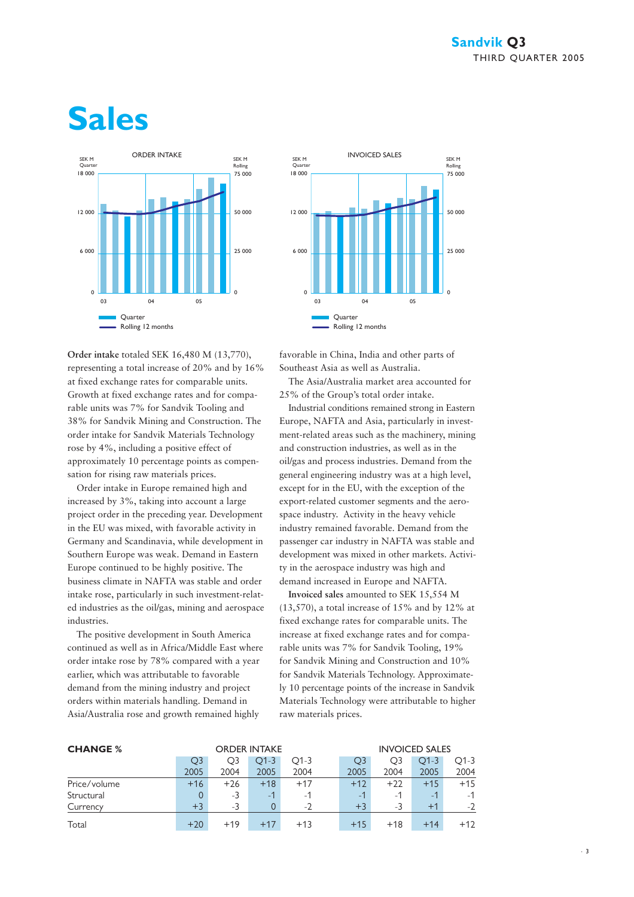# Sales

ORDER INTAKE

SEK M Quarter

18 000
12 000
6 000
0

SEK M Rolling

75 000
50 000
25 000
0

03
04
05

Quarter
Rolling 12 months

INVOICED SALES

SEK M Quarter

18 000
12 000
6 000
0

SEK M Rolling

75 000
50 000
25 000
0

03
04
05

Quarter
Rolling 12 months

**Order intake** totaled SEK 16,480 M (13,770), representing a total increase of 20% and by 16% at fixed exchange rates for comparable units. Growth at fixed exchange rates and for comparable units was 7% for Sandvik Tooling and 38% for Sandvik Mining and Construction. The order intake for Sandvik Materials Technology rose by 4%, including a positive effect of approximately 10 percentage points as compensation for rising raw materials prices.

Order intake in Europe remained high and increased by 3%, taking into account a large project order in the preceding year. Development in the EU was mixed, with favorable activity in Germany and Scandinavia, while development in Southern Europe was weak. Demand in Eastern Europe continued to be highly positive. The business climate in NAFTA was stable and order intake rose, particularly in such investment-related industries as the oil/gas, mining and aerospace industries.

The positive development in South America continued as well as in Africa/Middle East where order intake rose by 78% compared with a year earlier, which was attributable to favorable demand from the mining industry and project orders within materials handling. Demand in Asia/Australia rose and growth remained highly favorable in China, India and other parts of Southeast Asia as well as Australia.

The Asia/Australia market area accounted for 25% of the Group's total order intake.

Industrial conditions remained strong in Eastern Europe, NAFTA and Asia, particularly in investment-related areas such as the machinery, mining and construction industries, as well as in the oil/gas and process industries. Demand from the general engineering industry was at a high level, except for in the EU, with the exception of the export-related customer segments and the aerospace industry. Activity in the heavy vehicle industry remained favorable. Demand from the passenger car industry in NAFTA was stable and development was mixed in other markets. Activity in the aerospace industry was high and demand increased in Europe and NAFTA.

**Invoiced sales** amounted to SEK 15,554 M (13,570), a total increase of 15% and by 12% at fixed exchange rates for comparable units. The increase at fixed exchange rates and for comparable units was 7% for Sandvik Tooling, 19% for Sandvik Mining and Construction and 10% for Sandvik Materials Technology. Approximately 10 percentage points of the increase in Sandvik Materials Technology were attributable to higher raw materials prices.

| **CHANGE %** | ORDER INTAKE | | | | INVOICED SALES | | | |
|---|---|---|---|---|---|---|---|---|
| | Q3 2005 | Q3 2004 | Q1-3 2005 | Q1-3 2004 | Q3 2005 | Q3 2004 | Q1-3 2005 | Q1-3 2004 |
| Price/volume | +16 | +26 | +18 | +17 | +12 | +22 | +15 | +15 |
| Structural | 0 | -3 | -1 | -1 | -1 | -1 | -1 | -1 |
| Currency | +3 | -3 | 0 | -2 | +3 | -3 | +1 | -2 |
| Total | +20 | +19 | +17 | +13 | +15 | +18 | +14 | +12 |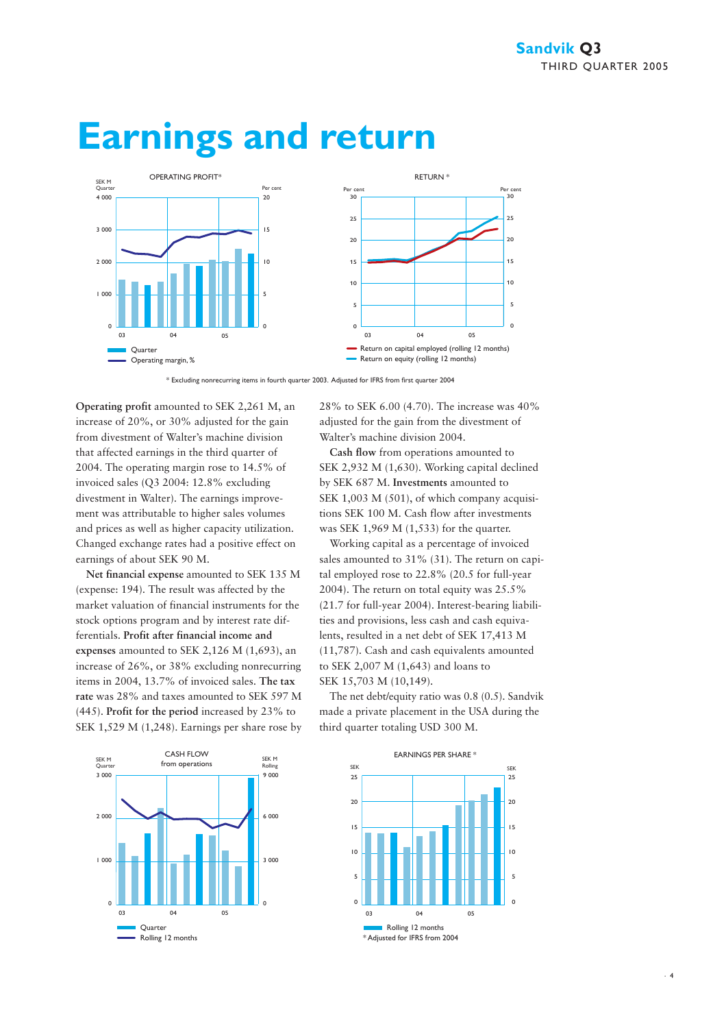# Earnings and return

OPERATING PROFIT*

SEK M Quarter

Per cent

4 000
3 000
2 000
1 000
0

20
15
10
5
0

03
04
05

Quarter
Operating margin, %

RETURN *

Per cent

Per cent

30
25
20
15
10
5
0

03
04
05

Return on capital employed (rolling 12 months)
Return on equity (rolling 12 months)

\* Excluding nonrecurring items in fourth quarter 2003. Adjusted for IFRS from first quarter 2004

**Operating profit** amounted to SEK 2,261 M, an increase of 20%, or 30% adjusted for the gain from divestment of Walter's machine division that affected earnings in the third quarter of 2004. The operating margin rose to 14.5% of invoiced sales (Q3 2004: 12.8% excluding divestment in Walter). The earnings improvement was attributable to higher sales volumes and prices as well as higher capacity utilization. Changed exchange rates had a positive effect on earnings of about SEK 90 M.

**Net financial expense** amounted to SEK 135 M (expense: 194). The result was affected by the market valuation of financial instruments for the stock options program and by interest rate differentials. **Profit after financial income and expenses** amounted to SEK 2,126 M (1,693), an increase of 26%, or 38% excluding nonrecurring items in 2004, 13.7% of invoiced sales. **The tax rate** was 28% and taxes amounted to SEK 597 M (445). **Profit for the period** increased by 23% to SEK 1,529 M (1,248). Earnings per share rose by 28% to SEK 6.00 (4.70). The increase was 40% adjusted for the gain from the divestment of Walter's machine division 2004.

**Cash flow** from operations amounted to SEK 2,932 M (1,630). Working capital declined by SEK 687 M. **Investments** amounted to SEK 1,003 M (501), of which company acquisitions SEK 100 M. Cash flow after investments was SEK 1,969 M (1,533) for the quarter.

Working capital as a percentage of invoiced sales amounted to 31% (31). The return on capital employed rose to 22.8% (20.5 for full-year 2004). The return on total equity was 25.5% (21.7 for full-year 2004). Interest-bearing liabilities and provisions, less cash and cash equivalents, resulted in a net debt of SEK 17,413 M (11,787). Cash and cash equivalents amounted to SEK 2,007 M (1,643) and loans to SEK 15,703 M (10,149).

The net debt/equity ratio was 0.8 (0.5). Sandvik made a private placement in the USA during the third quarter totaling USD 300 M.

CASH FLOW
from operations

SEK M Quarter

SEK M Rolling

3 000
2 000
1 000
0

9 000
6 000
3 000
0

03
04
05

Quarter
Rolling 12 months

EARNINGS PER SHARE *

SEK

SEK

25
20
15
10
5
0

03
04
05

Rolling 12 months

\* Adjusted for IFRS from 2004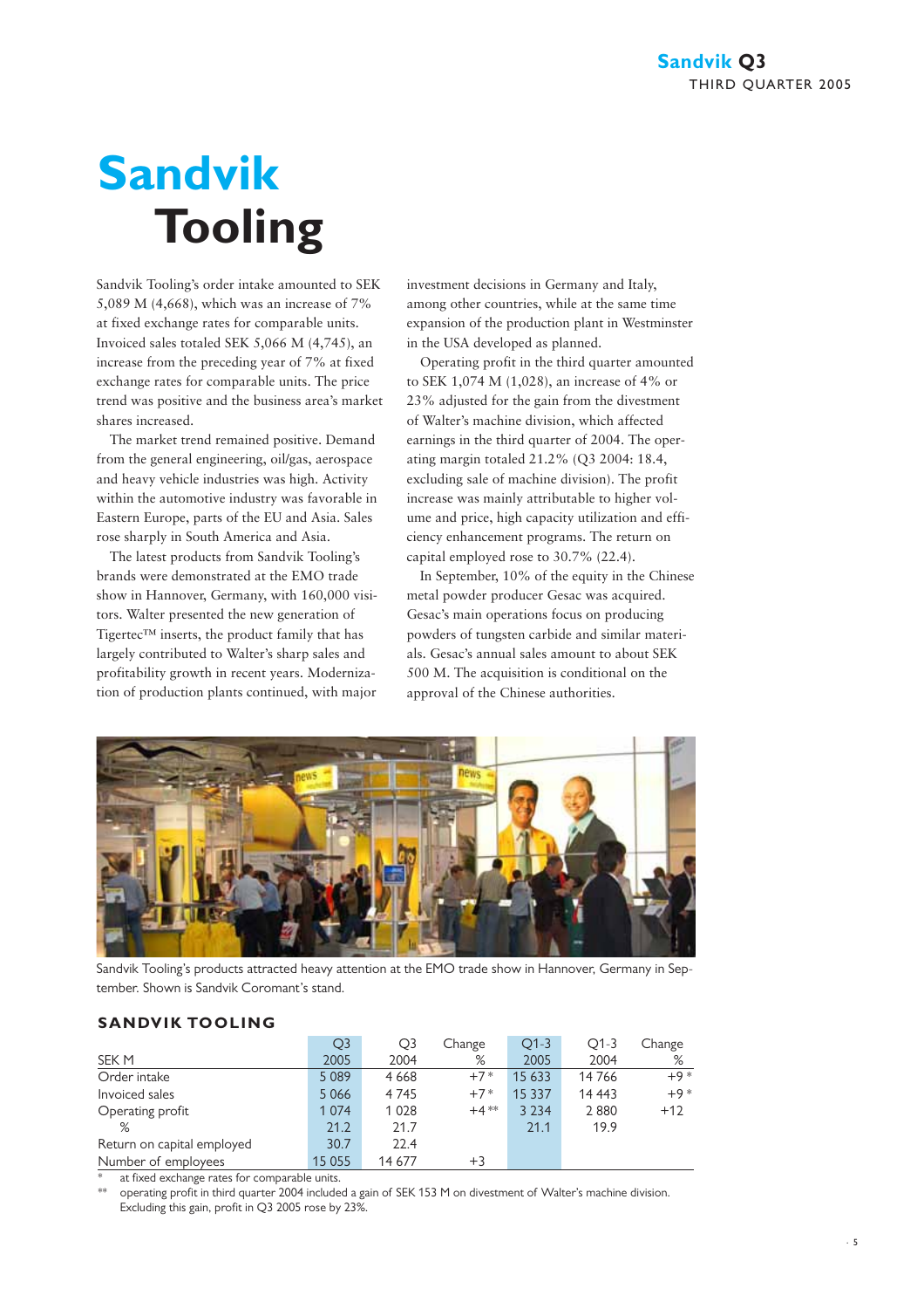# Sandvik Tooling

Sandvik Tooling's order intake amounted to SEK 5,089 M (4,668), which was an increase of 7% at fixed exchange rates for comparable units. Invoiced sales totaled SEK 5,066 M (4,745), an increase from the preceding year of 7% at fixed exchange rates for comparable units. The price trend was positive and the business area's market shares increased.

The market trend remained positive. Demand from the general engineering, oil/gas, aerospace and heavy vehicle industries was high. Activity within the automotive industry was favorable in Eastern Europe, parts of the EU and Asia. Sales rose sharply in South America and Asia.

The latest products from Sandvik Tooling's brands were demonstrated at the EMO trade show in Hannover, Germany, with 160,000 visitors. Walter presented the new generation of Tigertec™ inserts, the product family that has largely contributed to Walter's sharp sales and profitability growth in recent years. Modernization of production plants continued, with major investment decisions in Germany and Italy, among other countries, while at the same time expansion of the production plant in Westminster in the USA developed as planned.

Operating profit in the third quarter amounted to SEK 1,074 M (1,028), an increase of 4% or 23% adjusted for the gain from the divestment of Walter's machine division, which affected earnings in the third quarter of 2004. The operating margin totaled 21.2% (Q3 2004: 18.4, excluding sale of machine division). The profit increase was mainly attributable to higher volume and price, high capacity utilization and efficiency enhancement programs. The return on capital employed rose to 30.7% (22.4).

In September, 10% of the equity in the Chinese metal powder producer Gesac was acquired. Gesac's main operations focus on producing powders of tungsten carbide and similar materials. Gesac's annual sales amount to about SEK 500 M. The acquisition is conditional on the approval of the Chinese authorities.

Sandvik Tooling's products attracted heavy attention at the EMO trade show in Hannover, Germany in September. Shown is Sandvik Coromant's stand.

## SANDVIK TOOLING

| SEK M | Q3 2005 | Q3 2004 | Change % | Q1-3 2005 | Q1-3 2004 | Change % |
|---|---|---|---|---|---|---|
| Order intake | 5 089 | 4 668 | +7 * | 15 633 | 14 766 | +9 * |
| Invoiced sales | 5 066 | 4 745 | +7 * | 15 337 | 14 443 | +9 * |
| Operating profit | 1 074 | 1 028 | +4 ** | 3 234 | 2 880 | +12 |
| % | 21.2 | 21.7 | | 21.1 | 19.9 | |
| Return on capital employed | 30.7 | 22.4 | | | | |
| Number of employees | 15 055 | 14 677 | +3 | | | |

\* at fixed exchange rates for comparable units.

\*\* operating profit in third quarter 2004 included a gain of SEK 153 M on divestment of Walter's machine division. Excluding this gain, profit in Q3 2005 rose by 23%.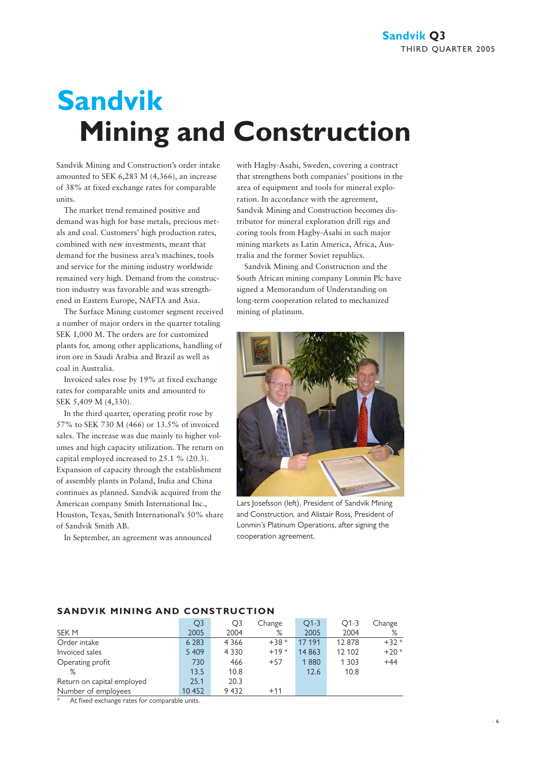# Sandvik Mining and Construction

Sandvik Mining and Construction's order intake amounted to SEK 6,283 M (4,366), an increase of 38% at fixed exchange rates for comparable units.

The market trend remained positive and demand was high for base metals, precious metals and coal. Customers' high production rates, combined with new investments, meant that demand for the business area's machines, tools and service for the mining industry worldwide remained very high. Demand from the construction industry was favorable and was strengthened in Eastern Europe, NAFTA and Asia.

The Surface Mining customer segment received a number of major orders in the quarter totaling SEK 1,000 M. The orders are for customized plants for, among other applications, handling of iron ore in Saudi Arabia and Brazil as well as coal in Australia.

Invoiced sales rose by 19% at fixed exchange rates for comparable units and amounted to SEK 5,409 M (4,330).

In the third quarter, operating profit rose by 57% to SEK 730 M (466) or 13.5% of invoiced sales. The increase was due mainly to higher volumes and high capacity utilization. The return on capital employed increased to 25.1 % (20.3). Expansion of capacity through the establishment of assembly plants in Poland, India and China continues as planned. Sandvik acquired from the American company Smith International Inc., Houston, Texas, Smith International's 50% share of Sandvik Smith AB.

In September, an agreement was announced with Hagby-Asahi, Sweden, covering a contract that strengthens both companies' positions in the area of equipment and tools for mineral exploration. In accordance with the agreement, Sandvik Mining and Construction becomes distributor for mineral exploration drill rigs and coring tools from Hagby-Asahi in such major mining markets as Latin America, Africa, Australia and the former Soviet republics.

Sandvik Mining and Construction and the South African mining company Lonmin Plc have signed a Memorandum of Understanding on long-term cooperation related to mechanized mining of platinum.

Lars Josefsson (left), President of Sandvik Mining and Construction, and Alistair Ross, President of Lonmin's Platinum Operations, after signing the cooperation agreement.

## SANDVIK MINING AND CONSTRUCTION

| SEK M | Q3 2005 | Q3 2004 | Change % | Q1-3 2005 | Q1-3 2004 | Change % |
|---|---|---|---|---|---|---|
| Order intake | 6 283 | 4 366 | +38 * | 17 191 | 12 878 | +32 * |
| Invoiced sales | 5 409 | 4 330 | +19 * | 14 863 | 12 102 | +20 * |
| Operating profit | 730 | 466 | +57 | 1 880 | 1 303 | +44 |
| % | 13.5 | 10.8 | | 12.6 | 10.8 | |
| Return on capital employed | 25.1 | 20.3 | | | | |
| Number of employees | 10 452 | 9 432 | +11 | | | |

\* At fixed exchange rates for comparable units.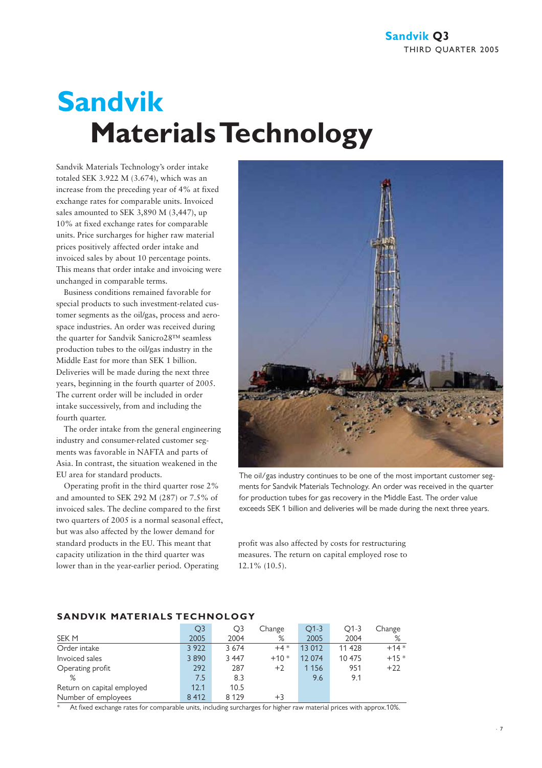# Sandvik Materials Technology

Sandvik Materials Technology's order intake totaled SEK 3.922 M (3.674), which was an increase from the preceding year of 4% at fixed exchange rates for comparable units. Invoiced sales amounted to SEK 3,890 M (3,447), up 10% at fixed exchange rates for comparable units. Price surcharges for higher raw material prices positively affected order intake and invoiced sales by about 10 percentage points. This means that order intake and invoicing were unchanged in comparable terms.

Business conditions remained favorable for special products to such investment-related customer segments as the oil/gas, process and aerospace industries. An order was received during the quarter for Sandvik Sanicro28™ seamless production tubes to the oil/gas industry in the Middle East for more than SEK 1 billion. Deliveries will be made during the next three years, beginning in the fourth quarter of 2005. The current order will be included in order intake successively, from and including the fourth quarter.

The order intake from the general engineering industry and consumer-related customer segments was favorable in NAFTA and parts of Asia. In contrast, the situation weakened in the EU area for standard products.

Operating profit in the third quarter rose 2% and amounted to SEK 292 M (287) or 7.5% of invoiced sales. The decline compared to the first two quarters of 2005 is a normal seasonal effect, but was also affected by the lower demand for standard products in the EU. This meant that capacity utilization in the third quarter was lower than in the year-earlier period. Operating profit was also affected by costs for restructuring measures. The return on capital employed rose to 12.1% (10.5).

The oil/gas industry continues to be one of the most important customer segments for Sandvik Materials Technology. An order was received in the quarter for production tubes for gas recovery in the Middle East. The order value exceeds SEK 1 billion and deliveries will be made during the next three years.

## SANDVIK MATERIALS TECHNOLOGY

| SEK M | Q3 2005 | Q3 2004 | Change % | Q1-3 2005 | Q1-3 2004 | Change % |
|---|---|---|---|---|---|---|
| Order intake | 3 922 | 3 674 | +4 * | 13 012 | 11 428 | +14 * |
| Invoiced sales | 3 890 | 3 447 | +10 * | 12 074 | 10 475 | +15 * |
| Operating profit | 292 | 287 | +2 | 1 156 | 951 | +22 |
| % | 7.5 | 8.3 | | 9.6 | 9.1 | |
| Return on capital employed | 12.1 | 10.5 | | | | |
| Number of employees | 8 412 | 8 129 | +3 | | | |

\* At fixed exchange rates for comparable units, including surcharges for higher raw material prices with approx.10%.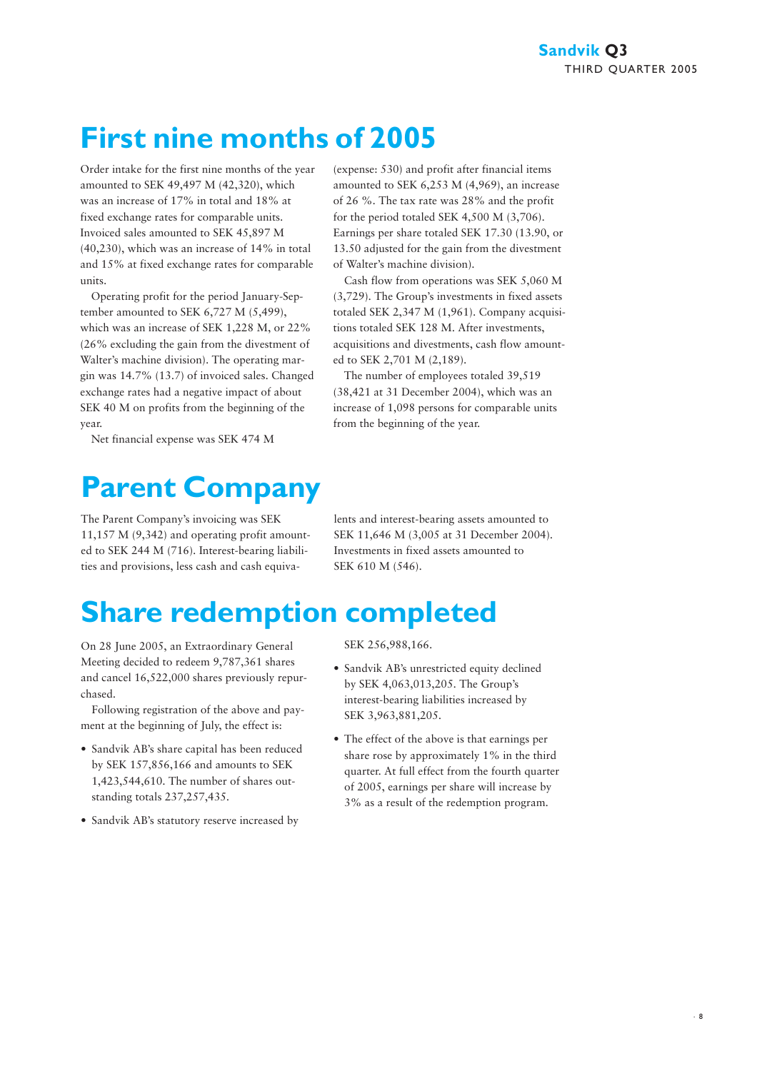# First nine months of 2005

Order intake for the first nine months of the year amounted to SEK 49,497 M (42,320), which was an increase of 17% in total and 18% at fixed exchange rates for comparable units. Invoiced sales amounted to SEK 45,897 M (40,230), which was an increase of 14% in total and 15% at fixed exchange rates for comparable units.

Operating profit for the period January-September amounted to SEK 6,727 M (5,499), which was an increase of SEK 1,228 M, or 22% (26% excluding the gain from the divestment of Walter's machine division). The operating margin was 14.7% (13.7) of invoiced sales. Changed exchange rates had a negative impact of about SEK 40 M on profits from the beginning of the year.

Net financial expense was SEK 474 M (expense: 530) and profit after financial items amounted to SEK 6,253 M (4,969), an increase of 26 %. The tax rate was 28% and the profit for the period totaled SEK 4,500 M (3,706). Earnings per share totaled SEK 17.30 (13.90, or 13.50 adjusted for the gain from the divestment of Walter's machine division).

Cash flow from operations was SEK 5,060 M (3,729). The Group's investments in fixed assets totaled SEK 2,347 M (1,961). Company acquisitions totaled SEK 128 M. After investments, acquisitions and divestments, cash flow amounted to SEK 2,701 M (2,189).

The number of employees totaled 39,519 (38,421 at 31 December 2004), which was an increase of 1,098 persons for comparable units from the beginning of the year.

# Parent Company

The Parent Company's invoicing was SEK 11,157 M (9,342) and operating profit amounted to SEK 244 M (716). Interest-bearing liabilities and provisions, less cash and cash equivalents and interest-bearing assets amounted to SEK 11,646 M (3,005 at 31 December 2004). Investments in fixed assets amounted to SEK 610 M (546).

# Share redemption completed

On 28 June 2005, an Extraordinary General Meeting decided to redeem 9,787,361 shares and cancel 16,522,000 shares previously repurchased.

Following registration of the above and payment at the beginning of July, the effect is:

- Sandvik AB's share capital has been reduced by SEK 157,856,166 and amounts to SEK 1,423,544,610. The number of shares outstanding totals 237,257,435.
- Sandvik AB's statutory reserve increased by SEK 256,988,166.
- Sandvik AB's unrestricted equity declined by SEK 4,063,013,205. The Group's interest-bearing liabilities increased by SEK 3,963,881,205.
- The effect of the above is that earnings per share rose by approximately 1% in the third quarter. At full effect from the fourth quarter of 2005, earnings per share will increase by 3% as a result of the redemption program.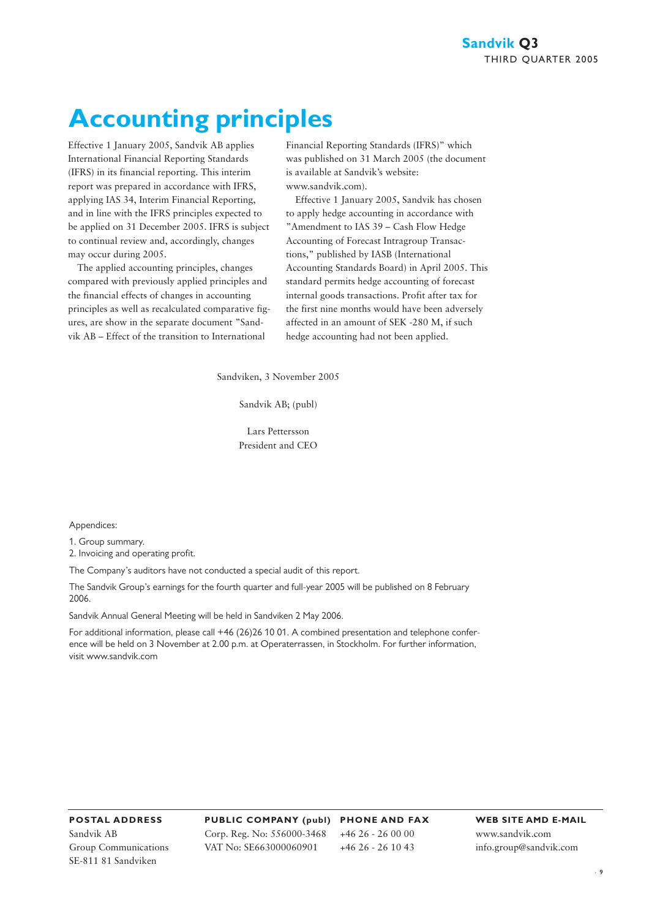# Accounting principles

Effective 1 January 2005, Sandvik AB applies International Financial Reporting Standards (IFRS) in its financial reporting. This interim report was prepared in accordance with IFRS, applying IAS 34, Interim Financial Reporting, and in line with the IFRS principles expected to be applied on 31 December 2005. IFRS is subject to continual review and, accordingly, changes may occur during 2005.

The applied accounting principles, changes compared with previously applied principles and the financial effects of changes in accounting principles as well as recalculated comparative figures, are show in the separate document "Sandvik AB – Effect of the transition to International Financial Reporting Standards (IFRS)" which was published on 31 March 2005 (the document is available at Sandvik's website: www.sandvik.com).

Effective 1 January 2005, Sandvik has chosen to apply hedge accounting in accordance with "Amendment to IAS 39 – Cash Flow Hedge Accounting of Forecast Intragroup Transactions," published by IASB (International Accounting Standards Board) in April 2005. This standard permits hedge accounting of forecast internal goods transactions. Profit after tax for the first nine months would have been adversely affected in an amount of SEK -280 M, if such hedge accounting had not been applied.

Sandviken, 3 November 2005

Sandvik AB; (publ)

Lars Pettersson
President and CEO

Appendices:

1. Group summary.
2. Invoicing and operating profit.

The Company's auditors have not conducted a special audit of this report.

The Sandvik Group's earnings for the fourth quarter and full-year 2005 will be published on 8 February 2006.

Sandvik Annual General Meeting will be held in Sandviken 2 May 2006.

For additional information, please call +46 (26)26 10 01. A combined presentation and telephone conference will be held on 3 November at 2.00 p.m. at Operaterrassen, in Stockholm. For further information, visit www.sandvik.com

| POSTAL ADDRESS | PUBLIC COMPANY (publ) | PHONE AND FAX | WEB SITE AMD E-MAIL |
|---|---|---|---|
| Sandvik AB | Corp. Reg. No: 556000-3468 | +46 26 - 26 00 00 | www.sandvik.com |
| Group Communications | VAT No: SE663000060901 | +46 26 - 26 10 43 | info.group@sandvik.com |
| SE-811 81 Sandviken | | | |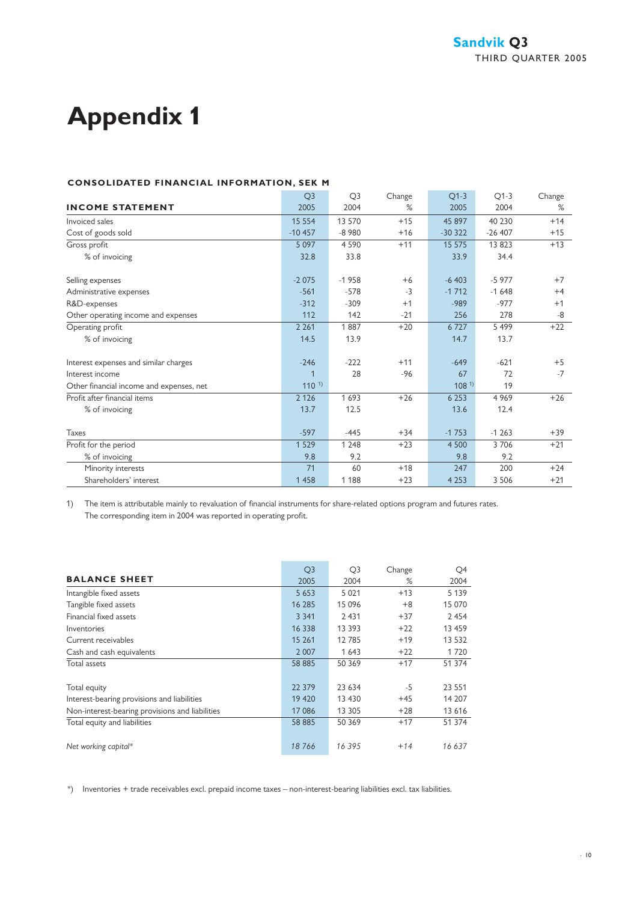# Appendix 1

### CONSOLIDATED FINANCIAL INFORMATION, SEK M

| INCOME STATEMENT | Q3 2005 | Q3 2004 | Change % | Q1-3 2005 | Q1-3 2004 | Change % |
|---|---|---|---|---|---|---|
| Invoiced sales | 15 554 | 13 570 | +15 | 45 897 | 40 230 | +14 |
| Cost of goods sold | -10 457 | -8 980 | +16 | -30 322 | -26 407 | +15 |
| Gross profit | 5 097 | 4 590 | +11 | 15 575 | 13 823 | +13 |
| % of invoicing | 32.8 | 33.8 | | 33.9 | 34.4 | |
| Selling expenses | -2 075 | -1 958 | +6 | -6 403 | -5 977 | +7 |
| Administrative expenses | -561 | -578 | -3 | -1 712 | -1 648 | +4 |
| R&D-expenses | -312 | -309 | +1 | -989 | -977 | +1 |
| Other operating income and expenses | 112 | 142 | -21 | 256 | 278 | -8 |
| Operating profit | 2 261 | 1 887 | +20 | 6 727 | 5 499 | +22 |
| % of invoicing | 14.5 | 13.9 | | 14.7 | 13.7 | |
| Interest expenses and similar charges | -246 | -222 | +11 | -649 | -621 | +5 |
| Interest income | 1 | 28 | -96 | 67 | 72 | -7 |
| Other financial income and expenses, net | 110 [1] | | | 108 [1] | 19 | |
| Profit after financial items | 2 126 | 1 693 | +26 | 6 253 | 4 969 | +26 |
| % of invoicing | 13.7 | 12.5 | | 13.6 | 12.4 | |
| Taxes | -597 | -445 | +34 | -1 753 | -1 263 | +39 |
| Profit for the period | 1 529 | 1 248 | +23 | 4 500 | 3 706 | +21 |
| % of invoicing | 9.8 | 9.2 | | 9.8 | 9.2 | |
| Minority interests | 71 | 60 | +18 | 247 | 200 | +24 |
| Shareholders' interest | 1 458 | 1 188 | +23 | 4 253 | 3 506 | +21 |

1) The item is attributable mainly to revaluation of financial instruments for share-related options program and futures rates. The corresponding item in 2004 was reported in operating profit.

| BALANCE SHEET | Q3 2005 | Q3 2004 | Change % | Q4 2004 |
|---|---|---|---|---|
| Intangible fixed assets | 5 653 | 5 021 | +13 | 5 139 |
| Tangible fixed assets | 16 285 | 15 096 | +8 | 15 070 |
| Financial fixed assets | 3 341 | 2 431 | +37 | 2 454 |
| Inventories | 16 338 | 13 393 | +22 | 13 459 |
| Current receivables | 15 261 | 12 785 | +19 | 13 532 |
| Cash and cash equivalents | 2 007 | 1 643 | +22 | 1 720 |
| Total assets | 58 885 | 50 369 | +17 | 51 374 |
| Total equity | 22 379 | 23 634 | -5 | 23 551 |
| Interest-bearing provisions and liabilities | 19 420 | 13 430 | +45 | 14 207 |
| Non-interest-bearing provisions and liabilities | 17 086 | 13 305 | +28 | 13 616 |
| Total equity and liabilities | 58 885 | 50 369 | +17 | 51 374 |
| *Net working capital** | *18 766* | *16 395* | *+14* | *16 637* |

*) Inventories + trade receivables excl. prepaid income taxes – non-interest-bearing liabilities excl. tax liabilities.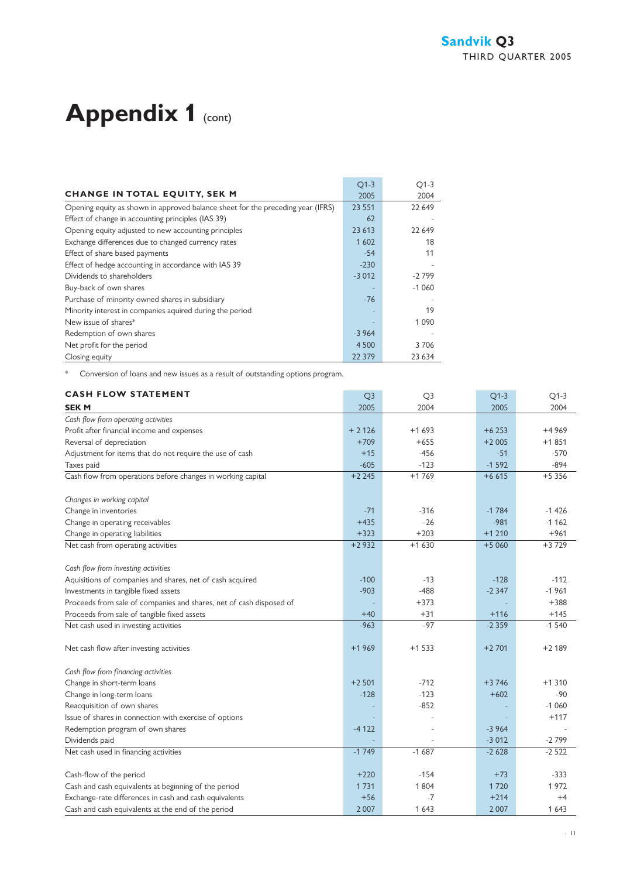# Appendix 1 (cont)

| CHANGE IN TOTAL EQUITY, SEK M | Q1-3 2005 | Q1-3 2004 |
|---|---|---|
| Opening equity as shown in approved balance sheet for the preceding year (IFRS) | 23 551 | 22 649 |
| Effect of change in accounting principles (IAS 39) | 62 | - |
| Opening equity adjusted to new accounting principles | 23 613 | 22 649 |
| Exchange differences due to changed currency rates | 1 602 | 18 |
| Effect of share based payments | -54 | 11 |
| Effect of hedge accounting in accordance with IAS 39 | -230 | - |
| Dividends to shareholders | -3 012 | -2 799 |
| Buy-back of own shares | - | -1 060 |
| Purchase of minority owned shares in subsidiary | -76 | - |
| Minority interest in companies aquired during the period | - | 19 |
| New issue of shares* | - | 1 090 |
| Redemption of own shares | -3 964 | - |
| Net profit for the period | 4 500 | 3 706 |
| Closing equity | 22 379 | 23 634 |

\* Conversion of loans and new issues as a result of outstanding options program.

| CASH FLOW STATEMENT SEK M | Q3 2005 | Q3 2004 | Q1-3 2005 | Q1-3 2004 |
|---|---|---|---|---|
| *Cash flow from operating activities* | | | | |
| Profit after financial income and expenses | + 2 126 | +1 693 | +6 253 | +4 969 |
| Reversal of depreciation | +709 | +655 | +2 005 | +1 851 |
| Adjustment for items that do not require the use of cash | +15 | -456 | -51 | -570 |
| Taxes paid | -605 | -123 | -1 592 | -894 |
| Cash flow from operations before changes in working capital | +2 245 | +1 769 | +6 615 | +5 356 |
| *Changes in working capital* | | | | |
| Change in inventories | -71 | -316 | -1 784 | -1 426 |
| Change in operating receivables | +435 | -26 | -981 | -1 162 |
| Change in operating liabilities | +323 | +203 | +1 210 | +961 |
| Net cash from operating activities | +2 932 | +1 630 | +5 060 | +3 729 |
| *Cash flow from investing activities* | | | | |
| Aquisitions of companies and shares, net of cash acquired | -100 | -13 | -128 | -112 |
| Investments in tangible fixed assets | -903 | -488 | -2 347 | -1 961 |
| Proceeds from sale of companies and shares, net of cash disposed of | - | +373 | - | +388 |
| Proceeds from sale of tangible fixed assets | +40 | +31 | +116 | +145 |
| Net cash used in investing activities | -963 | -97 | -2 359 | -1 540 |
| Net cash flow after investing activities | +1 969 | +1 533 | +2 701 | +2 189 |
| *Cash flow from financing activities* | | | | |
| Change in short-term loans | +2 501 | -712 | +3 746 | +1 310 |
| Change in long-term loans | -128 | -123 | +602 | -90 |
| Reacquisition of own shares | - | -852 | - | -1 060 |
| Issue of shares in connection with exercise of options | - | - | - | +117 |
| Redemption program of own shares | -4 122 | - | -3 964 | - |
| Dividends paid | - | - | -3 012 | -2 799 |
| Net cash used in financing activities | -1 749 | -1 687 | -2 628 | -2 522 |
| Cash-flow of the period | +220 | -154 | +73 | -333 |
| Cash and cash equivalents at beginning of the period | 1 731 | 1 804 | 1 720 | 1 972 |
| Exchange-rate differences in cash and cash equivalents | +56 | -7 | +214 | +4 |
| Cash and cash equivalents at the end of the period | 2 007 | 1 643 | 2 007 | 1 643 |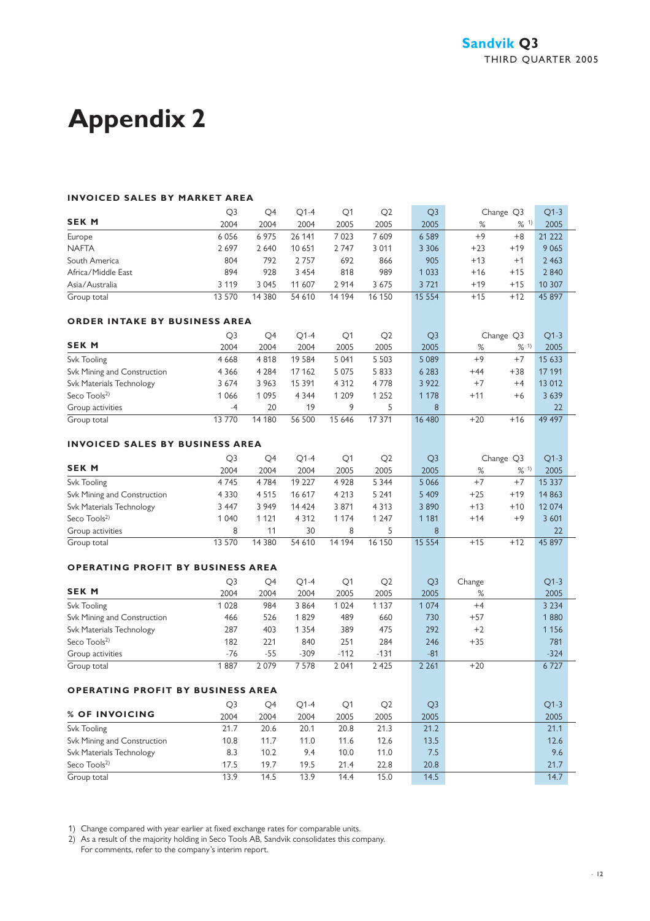# Appendix 2

### INVOICED SALES BY MARKET AREA

| SEK M | Q3 2004 | Q4 2004 | Q1-4 2004 | Q1 2005 | Q2 2005 | Q3 2005 | Change Q3 % | Change Q3 % [1] | Q1-3 2005 |
|---|---|---|---|---|---|---|---|---|---|
| Europe | 6 056 | 6 975 | 26 141 | 7 023 | 7 609 | 6 589 | +9 | +8 | 21 222 |
| NAFTA | 2 697 | 2 640 | 10 651 | 2 747 | 3 011 | 3 306 | +23 | +19 | 9 065 |
| South America | 804 | 792 | 2 757 | 692 | 866 | 905 | +13 | +1 | 2 463 |
| Africa/Middle East | 894 | 928 | 3 454 | 818 | 989 | 1 033 | +16 | +15 | 2 840 |
| Asia/Australia | 3 119 | 3 045 | 11 607 | 2 914 | 3 675 | 3 721 | +19 | +15 | 10 307 |
| Group total | 13 570 | 14 380 | 54 610 | 14 194 | 16 150 | 15 554 | +15 | +12 | 45 897 |

### ORDER INTAKE BY BUSINESS AREA

| SEK M | Q3 2004 | Q4 2004 | Q1-4 2004 | Q1 2005 | Q2 2005 | Q3 2005 | Change Q3 % | Change Q3 % [1] | Q1-3 2005 |
|---|---|---|---|---|---|---|---|---|---|
| Svk Tooling | 4 668 | 4 818 | 19 584 | 5 041 | 5 503 | 5 089 | +9 | +7 | 15 633 |
| Svk Mining and Construction | 4 366 | 4 284 | 17 162 | 5 075 | 5 833 | 6 283 | +44 | +38 | 17 191 |
| Svk Materials Technology | 3 674 | 3 963 | 15 391 | 4 312 | 4 778 | 3 922 | +7 | +4 | 13 012 |
| Seco Tools[2] | 1 066 | 1 095 | 4 344 | 1 209 | 1 252 | 1 178 | +11 | +6 | 3 639 |
| Group activities | -4 | 20 | 19 | 9 | 5 | 8 | | | 22 |
| Group total | 13 770 | 14 180 | 56 500 | 15 646 | 17 371 | 16 480 | +20 | +16 | 49 497 |

### INVOICED SALES BY BUSINESS AREA

| SEK M | Q3 2004 | Q4 2004 | Q1-4 2004 | Q1 2005 | Q2 2005 | Q3 2005 | Change Q3 % | Change Q3 % [1] | Q1-3 2005 |
|---|---|---|---|---|---|---|---|---|---|
| Svk Tooling | 4 745 | 4 784 | 19 227 | 4 928 | 5 344 | 5 066 | +7 | +7 | 15 337 |
| Svk Mining and Construction | 4 330 | 4 515 | 16 617 | 4 213 | 5 241 | 5 409 | +25 | +19 | 14 863 |
| Svk Materials Technology | 3 447 | 3 949 | 14 424 | 3 871 | 4 313 | 3 890 | +13 | +10 | 12 074 |
| Seco Tools[2] | 1 040 | 1 121 | 4 312 | 1 174 | 1 247 | 1 181 | +14 | +9 | 3 601 |
| Group activities | 8 | 11 | 30 | 8 | 5 | 8 | | | 22 |
| Group total | 13 570 | 14 380 | 54 610 | 14 194 | 16 150 | 15 554 | +15 | +12 | 45 897 |

### OPERATING PROFIT BY BUSINESS AREA

| SEK M | Q3 2004 | Q4 2004 | Q1-4 2004 | Q1 2005 | Q2 2005 | Q3 2005 | Change % | Q1-3 2005 |
|---|---|---|---|---|---|---|---|---|
| Svk Tooling | 1 028 | 984 | 3 864 | 1 024 | 1 137 | 1 074 | +4 | 3 234 |
| Svk Mining and Construction | 466 | 526 | 1 829 | 489 | 660 | 730 | +57 | 1 880 |
| Svk Materials Technology | 287 | 403 | 1 354 | 389 | 475 | 292 | +2 | 1 156 |
| Seco Tools[2] | 182 | 221 | 840 | 251 | 284 | 246 | +35 | 781 |
| Group activities | -76 | -55 | -309 | -112 | -131 | -81 | | -324 |
| Group total | 1 887 | 2 079 | 7 578 | 2 041 | 2 425 | 2 261 | +20 | 6 727 |

### OPERATING PROFIT BY BUSINESS AREA

| % OF INVOICING | Q3 2004 | Q4 2004 | Q1-4 2004 | Q1 2005 | Q2 2005 | Q3 2005 | Q1-3 2005 |
|---|---|---|---|---|---|---|---|
| Svk Tooling | 21.7 | 20.6 | 20.1 | 20.8 | 21.3 | 21.2 | 21.1 |
| Svk Mining and Construction | 10.8 | 11.7 | 11.0 | 11.6 | 12.6 | 13.5 | 12.6 |
| Svk Materials Technology | 8.3 | 10.2 | 9.4 | 10.0 | 11.0 | 7.5 | 9.6 |
| Seco Tools[2] | 17.5 | 19.7 | 19.5 | 21.4 | 22.8 | 20.8 | 21.7 |
| Group total | 13.9 | 14.5 | 13.9 | 14.4 | 15.0 | 14.5 | 14.7 |

1) Change compared with year earlier at fixed exchange rates for comparable units.
2) As a result of the majority holding in Seco Tools AB, Sandvik consolidates this company. For comments, refer to the company's interim report.